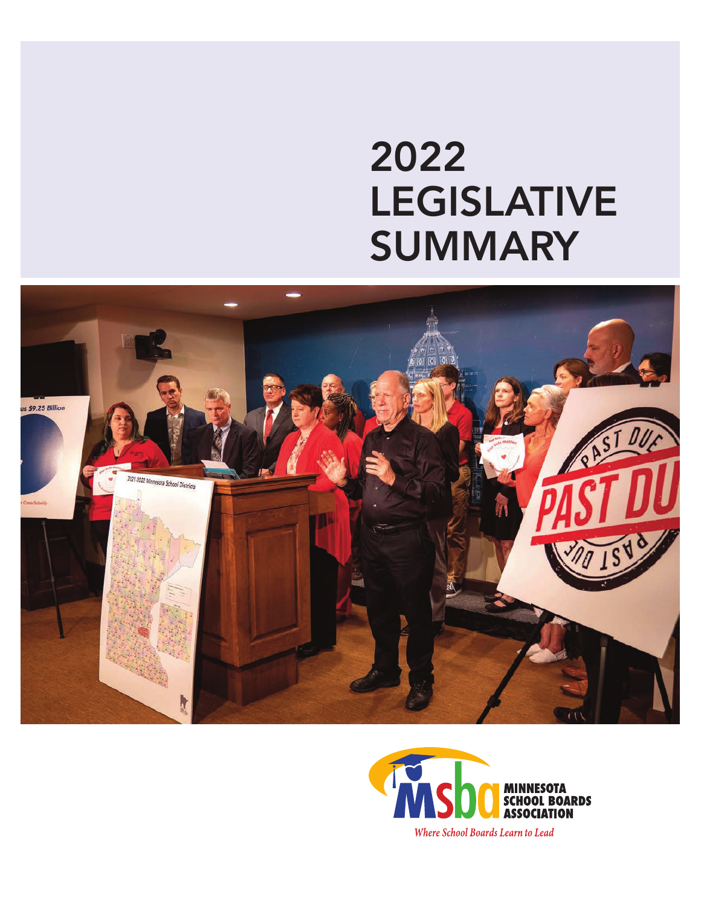# 2022 LEGISLATIVE SUMMARY

MINNESOTA SCHOOL BOARDS ASSOCIATION

*Where School Boards Learn to Lead*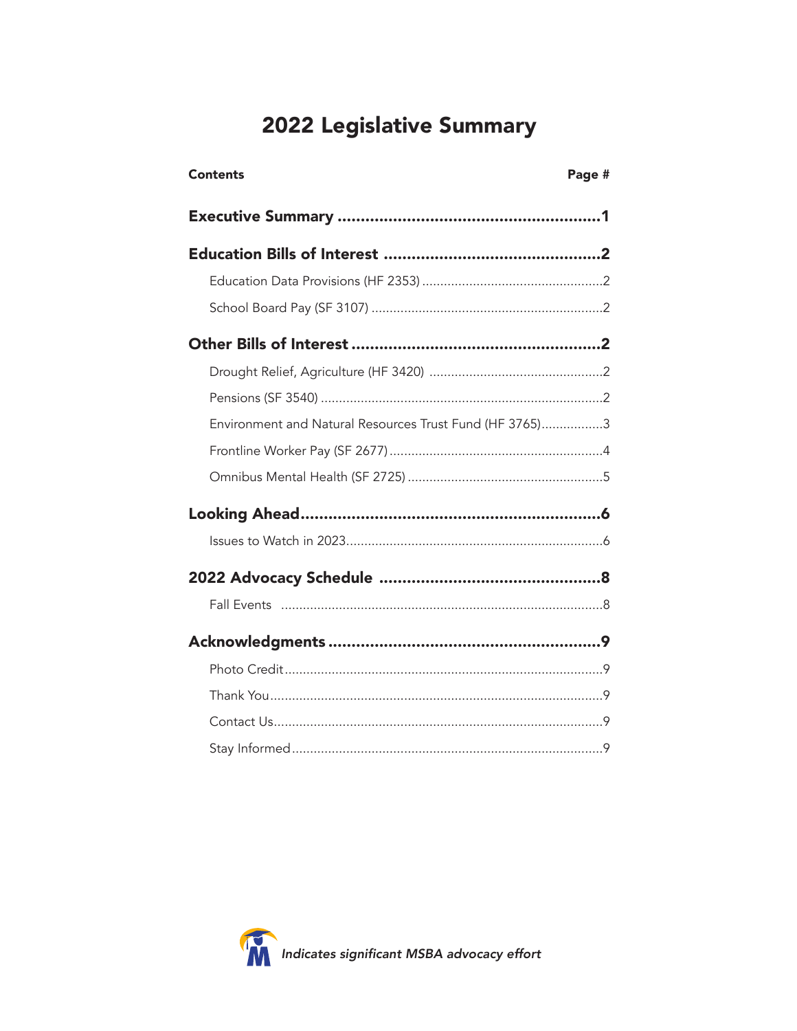# 2022 Legislative Summary

| Contents | Page # |
|---|---|
| **Executive Summary** | **1** |
| **Education Bills of Interest** | **2** |
| Education Data Provisions (HF 2353) | 2 |
| School Board Pay (SF 3107) | 2 |
| **Other Bills of Interest** | **2** |
| Drought Relief, Agriculture (HF 3420) | 2 |
| Pensions (SF 3540) | 2 |
| Environment and Natural Resources Trust Fund (HF 3765) | 3 |
| Frontline Worker Pay (SF 2677) | 4 |
| Omnibus Mental Health (SF 2725) | 5 |
| **Looking Ahead** | **6** |
| Issues to Watch in 2023 | 6 |
| **2022 Advocacy Schedule** | **8** |
| Fall Events | 8 |
| **Acknowledgments** | **9** |
| Photo Credit | 9 |
| Thank You | 9 |
| Contact Us | 9 |
| Stay Informed | 9 |

*Indicates significant MSBA advocacy effort*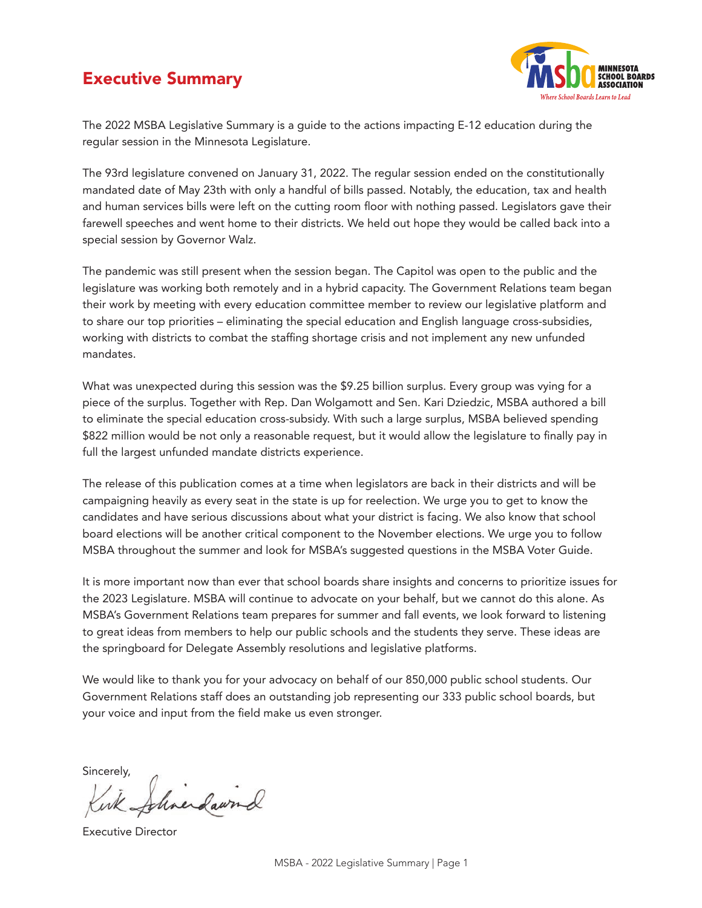# Executive Summary

The 2022 MSBA Legislative Summary is a guide to the actions impacting E-12 education during the regular session in the Minnesota Legislature.

The 93rd legislature convened on January 31, 2022. The regular session ended on the constitutionally mandated date of May 23th with only a handful of bills passed. Notably, the education, tax and health and human services bills were left on the cutting room floor with nothing passed. Legislators gave their farewell speeches and went home to their districts. We held out hope they would be called back into a special session by Governor Walz.

The pandemic was still present when the session began. The Capitol was open to the public and the legislature was working both remotely and in a hybrid capacity. The Government Relations team began their work by meeting with every education committee member to review our legislative platform and to share our top priorities – eliminating the special education and English language cross-subsidies, working with districts to combat the staffing shortage crisis and not implement any new unfunded mandates.

What was unexpected during this session was the $9.25 billion surplus. Every group was vying for a piece of the surplus. Together with Rep. Dan Wolgamott and Sen. Kari Dziedzic, MSBA authored a bill to eliminate the special education cross-subsidy. With such a large surplus, MSBA believed spending $822 million would be not only a reasonable request, but it would allow the legislature to finally pay in full the largest unfunded mandate districts experience.

The release of this publication comes at a time when legislators are back in their districts and will be campaigning heavily as every seat in the state is up for reelection. We urge you to get to know the candidates and have serious discussions about what your district is facing. We also know that school board elections will be another critical component to the November elections. We urge you to follow MSBA throughout the summer and look for MSBA's suggested questions in the MSBA Voter Guide.

It is more important now than ever that school boards share insights and concerns to prioritize issues for the 2023 Legislature. MSBA will continue to advocate on your behalf, but we cannot do this alone. As MSBA's Government Relations team prepares for summer and fall events, we look forward to listening to great ideas from members to help our public schools and the students they serve. These ideas are the springboard for Delegate Assembly resolutions and legislative platforms.

We would like to thank you for your advocacy on behalf of our 850,000 public school students. Our Government Relations staff does an outstanding job representing our 333 public school boards, but your voice and input from the field make us even stronger.

Sincerely,

Kirk Schneidawind

Executive Director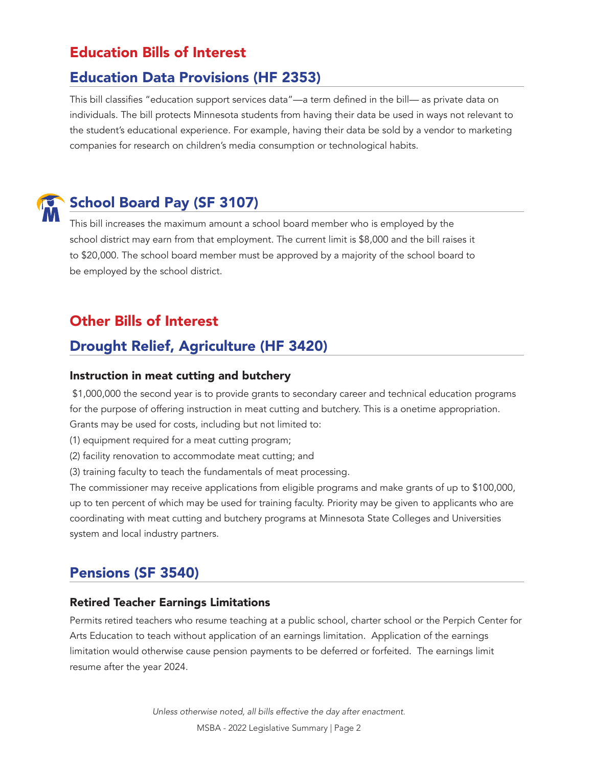# Education Bills of Interest

## Education Data Provisions (HF 2353)

This bill classifies "education support services data"—a term defined in the bill— as private data on individuals. The bill protects Minnesota students from having their data be used in ways not relevant to the student's educational experience. For example, having their data be sold by a vendor to marketing companies for research on children's media consumption or technological habits.

## School Board Pay (SF 3107)

This bill increases the maximum amount a school board member who is employed by the school district may earn from that employment. The current limit is $8,000 and the bill raises it to $20,000. The school board member must be approved by a majority of the school board to be employed by the school district.

# Other Bills of Interest

## Drought Relief, Agriculture (HF 3420)

### Instruction in meat cutting and butchery

$1,000,000 the second year is to provide grants to secondary career and technical education programs for the purpose of offering instruction in meat cutting and butchery. This is a onetime appropriation. Grants may be used for costs, including but not limited to:

(1) equipment required for a meat cutting program;

(2) facility renovation to accommodate meat cutting; and

(3) training faculty to teach the fundamentals of meat processing.

The commissioner may receive applications from eligible programs and make grants of up to $100,000, up to ten percent of which may be used for training faculty. Priority may be given to applicants who are coordinating with meat cutting and butchery programs at Minnesota State Colleges and Universities system and local industry partners.

## Pensions (SF 3540)

### Retired Teacher Earnings Limitations

Permits retired teachers who resume teaching at a public school, charter school or the Perpich Center for Arts Education to teach without application of an earnings limitation. Application of the earnings limitation would otherwise cause pension payments to be deferred or forfeited. The earnings limit resume after the year 2024.

*Unless otherwise noted, all bills effective the day after enactment.*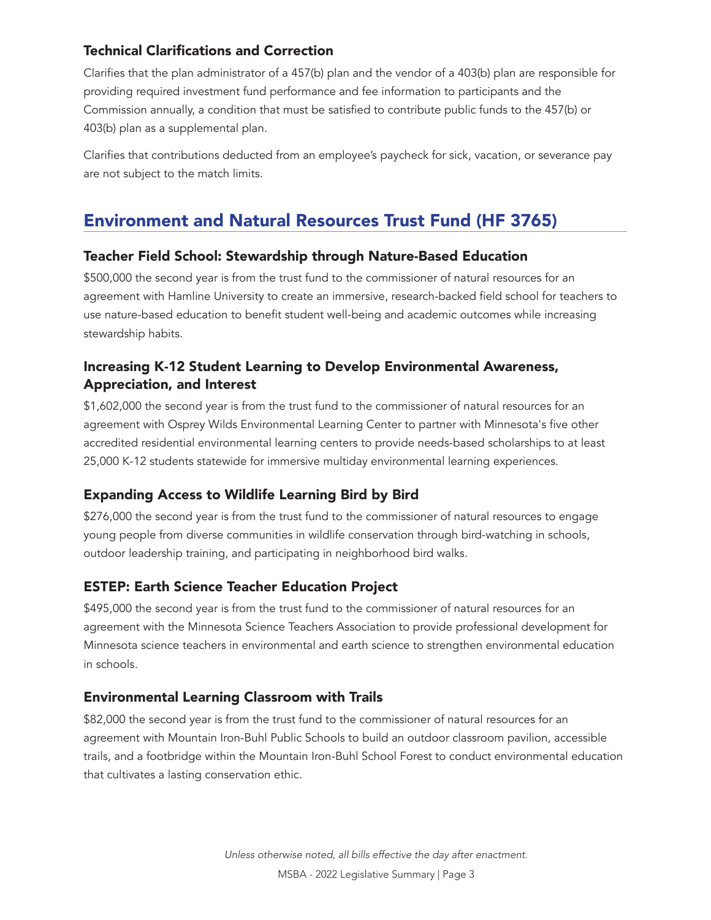### Technical Clarifications and Correction

Clarifies that the plan administrator of a 457(b) plan and the vendor of a 403(b) plan are responsible for providing required investment fund performance and fee information to participants and the Commission annually, a condition that must be satisfied to contribute public funds to the 457(b) or 403(b) plan as a supplemental plan.

Clarifies that contributions deducted from an employee's paycheck for sick, vacation, or severance pay are not subject to the match limits.

## Environment and Natural Resources Trust Fund (HF 3765)

### Teacher Field School: Stewardship through Nature-Based Education

$500,000 the second year is from the trust fund to the commissioner of natural resources for an agreement with Hamline University to create an immersive, research-backed field school for teachers to use nature-based education to benefit student well-being and academic outcomes while increasing stewardship habits.

### Increasing K-12 Student Learning to Develop Environmental Awareness, Appreciation, and Interest

$1,602,000 the second year is from the trust fund to the commissioner of natural resources for an agreement with Osprey Wilds Environmental Learning Center to partner with Minnesota's five other accredited residential environmental learning centers to provide needs-based scholarships to at least 25,000 K-12 students statewide for immersive multiday environmental learning experiences.

### Expanding Access to Wildlife Learning Bird by Bird

$276,000 the second year is from the trust fund to the commissioner of natural resources to engage young people from diverse communities in wildlife conservation through bird-watching in schools, outdoor leadership training, and participating in neighborhood bird walks.

### ESTEP: Earth Science Teacher Education Project

$495,000 the second year is from the trust fund to the commissioner of natural resources for an agreement with the Minnesota Science Teachers Association to provide professional development for Minnesota science teachers in environmental and earth science to strengthen environmental education in schools.

### Environmental Learning Classroom with Trails

$82,000 the second year is from the trust fund to the commissioner of natural resources for an agreement with Mountain Iron-Buhl Public Schools to build an outdoor classroom pavilion, accessible trails, and a footbridge within the Mountain Iron-Buhl School Forest to conduct environmental education that cultivates a lasting conservation ethic.

*Unless otherwise noted, all bills effective the day after enactment.*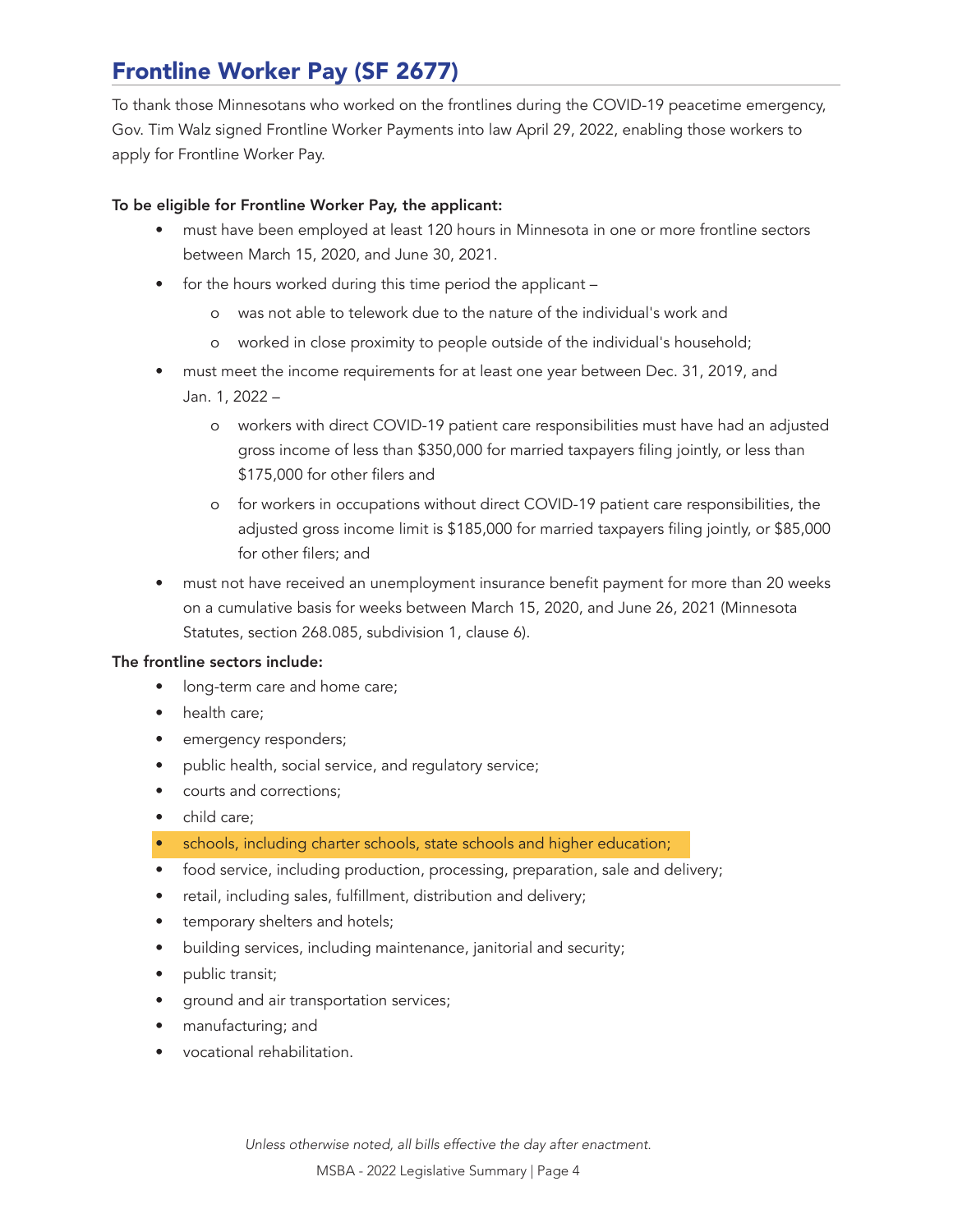## Frontline Worker Pay (SF 2677)

To thank those Minnesotans who worked on the frontlines during the COVID-19 peacetime emergency, Gov. Tim Walz signed Frontline Worker Payments into law April 29, 2022, enabling those workers to apply for Frontline Worker Pay.

**To be eligible for Frontline Worker Pay, the applicant:**

- must have been employed at least 120 hours in Minnesota in one or more frontline sectors between March 15, 2020, and June 30, 2021.
- for the hours worked during this time period the applicant –
  - was not able to telework due to the nature of the individual's work and
  - worked in close proximity to people outside of the individual's household;
- must meet the income requirements for at least one year between Dec. 31, 2019, and Jan. 1, 2022 –
  - workers with direct COVID-19 patient care responsibilities must have had an adjusted gross income of less than $350,000 for married taxpayers filing jointly, or less than $175,000 for other filers and
  - for workers in occupations without direct COVID-19 patient care responsibilities, the adjusted gross income limit is $185,000 for married taxpayers filing jointly, or $85,000 for other filers; and
- must not have received an unemployment insurance benefit payment for more than 20 weeks on a cumulative basis for weeks between March 15, 2020, and June 26, 2021 (Minnesota Statutes, section 268.085, subdivision 1, clause 6).

**The frontline sectors include:**

- long-term care and home care;
- health care;
- emergency responders;
- public health, social service, and regulatory service;
- courts and corrections;
- child care;
- schools, including charter schools, state schools and higher education;
- food service, including production, processing, preparation, sale and delivery;
- retail, including sales, fulfillment, distribution and delivery;
- temporary shelters and hotels;
- building services, including maintenance, janitorial and security;
- public transit;
- ground and air transportation services;
- manufacturing; and
- vocational rehabilitation.

*Unless otherwise noted, all bills effective the day after enactment.*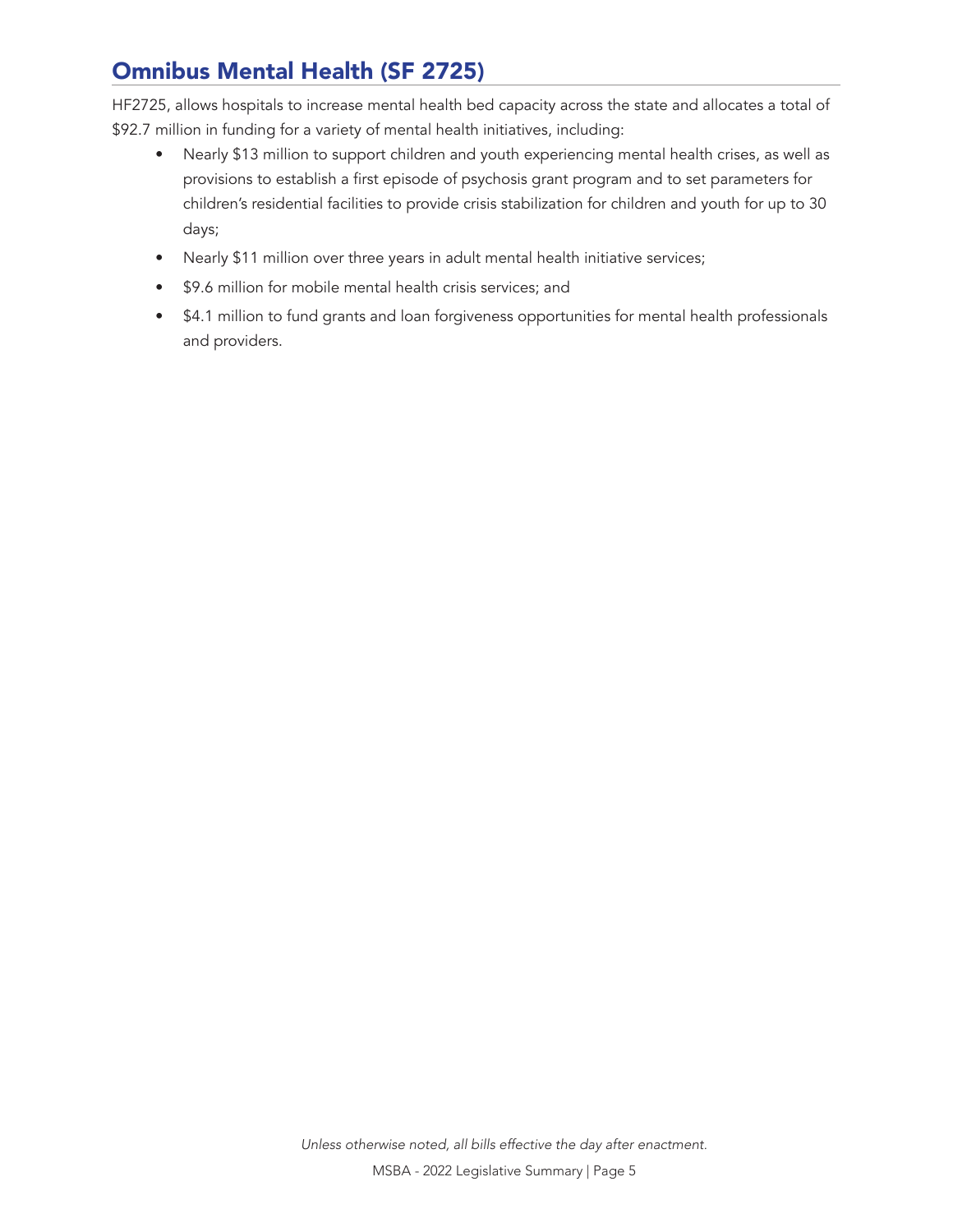## Omnibus Mental Health (SF 2725)

HF2725, allows hospitals to increase mental health bed capacity across the state and allocates a total of $92.7 million in funding for a variety of mental health initiatives, including:

- Nearly $13 million to support children and youth experiencing mental health crises, as well as provisions to establish a first episode of psychosis grant program and to set parameters for children's residential facilities to provide crisis stabilization for children and youth for up to 30 days;
- Nearly $11 million over three years in adult mental health initiative services;
- $9.6 million for mobile mental health crisis services; and
- $4.1 million to fund grants and loan forgiveness opportunities for mental health professionals and providers.

*Unless otherwise noted, all bills effective the day after enactment.*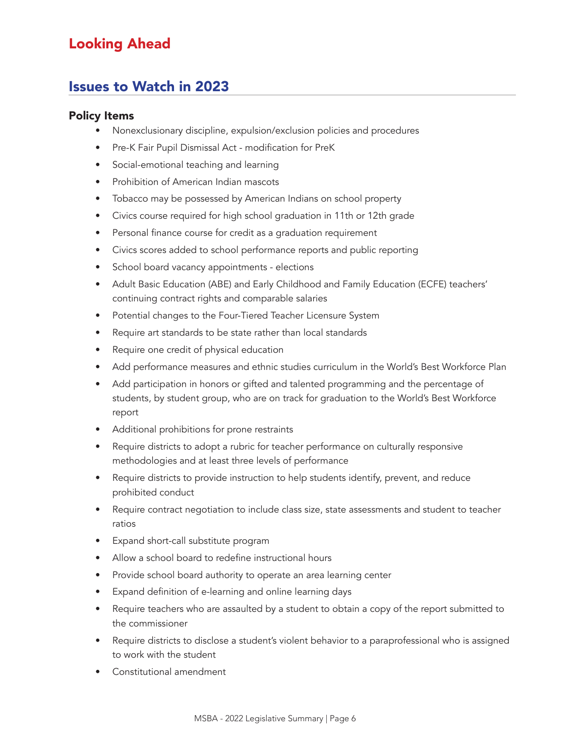# Looking Ahead

## Issues to Watch in 2023

### Policy Items

- Nonexclusionary discipline, expulsion/exclusion policies and procedures
- Pre-K Fair Pupil Dismissal Act - modification for PreK
- Social-emotional teaching and learning
- Prohibition of American Indian mascots
- Tobacco may be possessed by American Indians on school property
- Civics course required for high school graduation in 11th or 12th grade
- Personal finance course for credit as a graduation requirement
- Civics scores added to school performance reports and public reporting
- School board vacancy appointments - elections
- Adult Basic Education (ABE) and Early Childhood and Family Education (ECFE) teachers' continuing contract rights and comparable salaries
- Potential changes to the Four-Tiered Teacher Licensure System
- Require art standards to be state rather than local standards
- Require one credit of physical education
- Add performance measures and ethnic studies curriculum in the World's Best Workforce Plan
- Add participation in honors or gifted and talented programming and the percentage of students, by student group, who are on track for graduation to the World's Best Workforce report
- Additional prohibitions for prone restraints
- Require districts to adopt a rubric for teacher performance on culturally responsive methodologies and at least three levels of performance
- Require districts to provide instruction to help students identify, prevent, and reduce prohibited conduct
- Require contract negotiation to include class size, state assessments and student to teacher ratios
- Expand short-call substitute program
- Allow a school board to redefine instructional hours
- Provide school board authority to operate an area learning center
- Expand definition of e-learning and online learning days
- Require teachers who are assaulted by a student to obtain a copy of the report submitted to the commissioner
- Require districts to disclose a student's violent behavior to a paraprofessional who is assigned to work with the student
- Constitutional amendment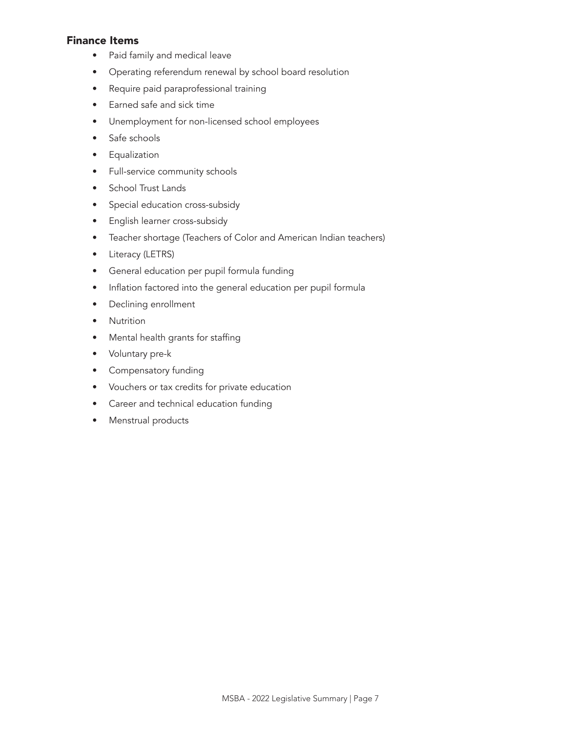### Finance Items

- Paid family and medical leave
- Operating referendum renewal by school board resolution
- Require paid paraprofessional training
- Earned safe and sick time
- Unemployment for non-licensed school employees
- Safe schools
- Equalization
- Full-service community schools
- School Trust Lands
- Special education cross-subsidy
- English learner cross-subsidy
- Teacher shortage (Teachers of Color and American Indian teachers)
- Literacy (LETRS)
- General education per pupil formula funding
- Inflation factored into the general education per pupil formula
- Declining enrollment
- Nutrition
- Mental health grants for staffing
- Voluntary pre-k
- Compensatory funding
- Vouchers or tax credits for private education
- Career and technical education funding
- Menstrual products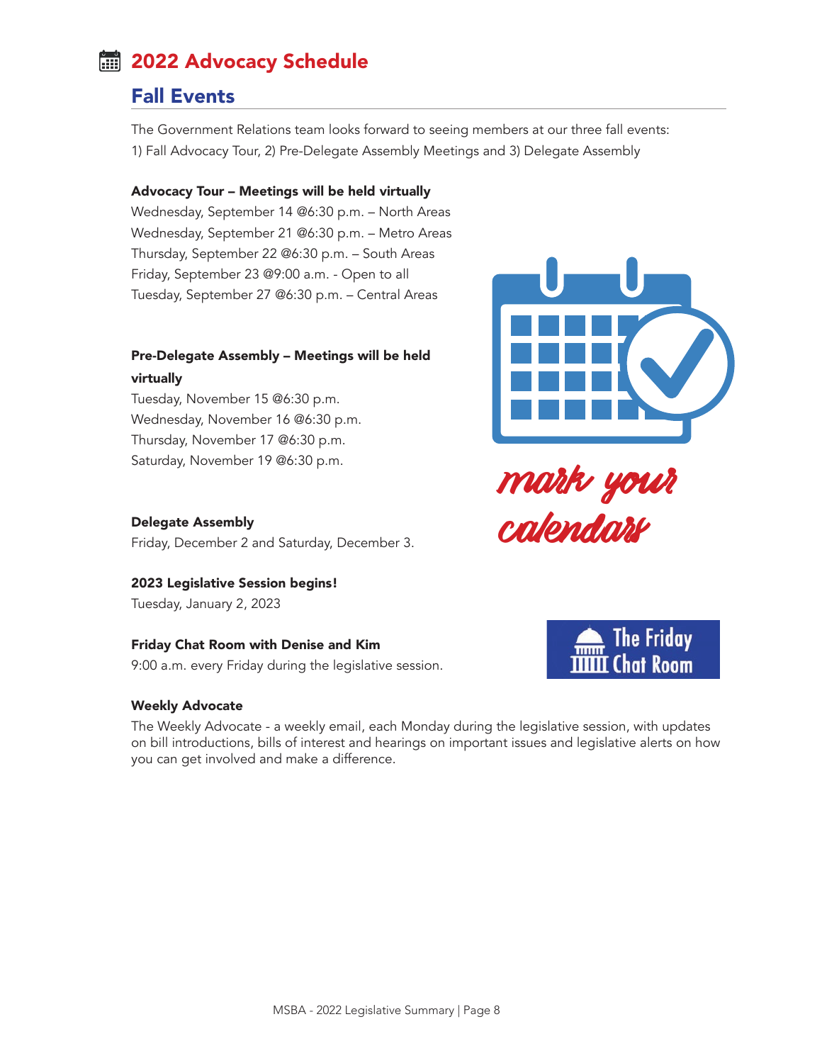# 2022 Advocacy Schedule

## Fall Events

The Government Relations team looks forward to seeing members at our three fall events: 1) Fall Advocacy Tour, 2) Pre-Delegate Assembly Meetings and 3) Delegate Assembly

**Advocacy Tour – Meetings will be held virtually**

Wednesday, September 14 @6:30 p.m. – North Areas
Wednesday, September 21 @6:30 p.m. – Metro Areas
Thursday, September 22 @6:30 p.m. – South Areas
Friday, September 23 @9:00 a.m. - Open to all
Tuesday, September 27 @6:30 p.m. – Central Areas

**Pre-Delegate Assembly – Meetings will be held virtually**

Tuesday, November 15 @6:30 p.m.
Wednesday, November 16 @6:30 p.m.
Thursday, November 17 @6:30 p.m.
Saturday, November 19 @6:30 p.m.

mark your calendars

**Delegate Assembly**

Friday, December 2 and Saturday, December 3.

**2023 Legislative Session begins!**

Tuesday, January 2, 2023

**Friday Chat Room with Denise and Kim**

9:00 a.m. every Friday during the legislative session.

The Friday Chat Room

**Weekly Advocate**

The Weekly Advocate - a weekly email, each Monday during the legislative session, with updates on bill introductions, bills of interest and hearings on important issues and legislative alerts on how you can get involved and make a difference.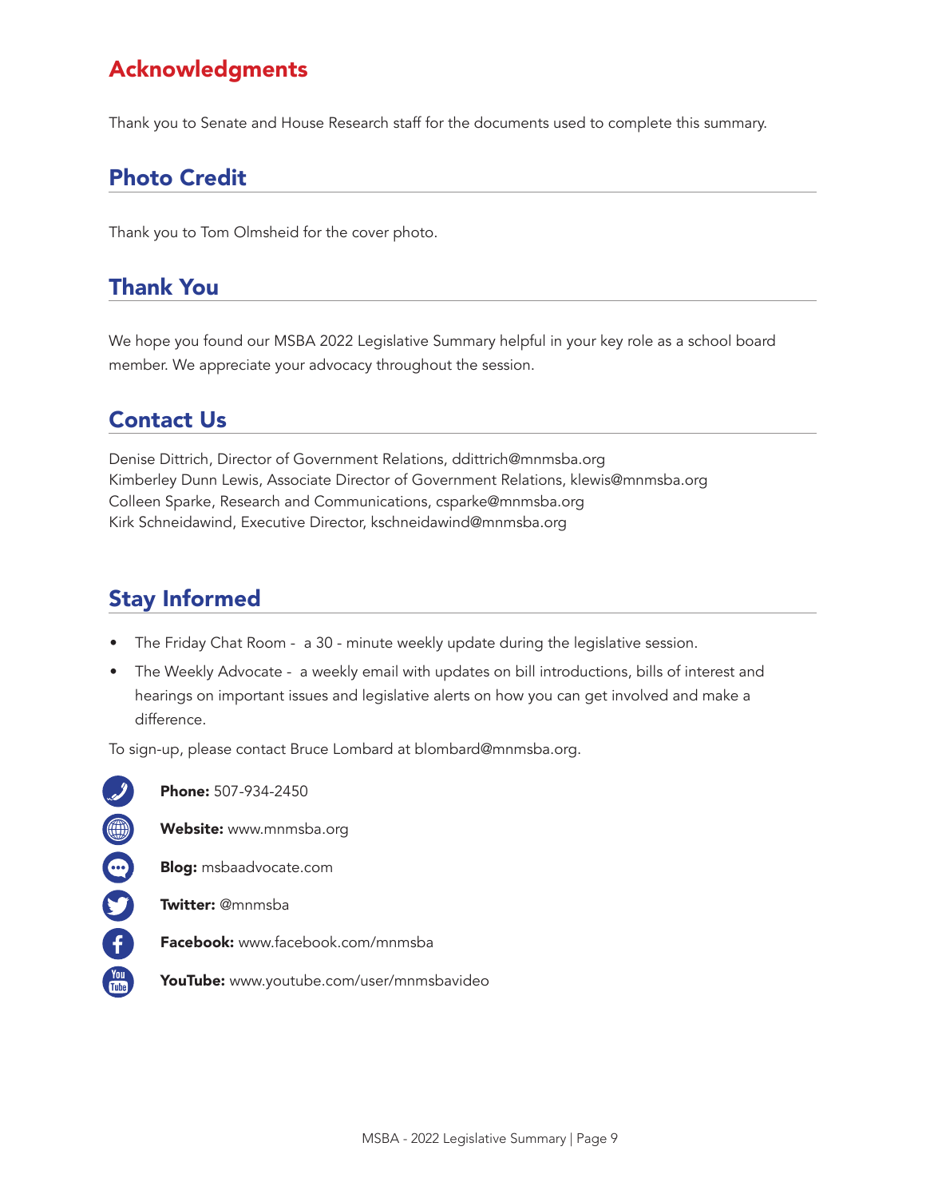## Acknowledgments

Thank you to Senate and House Research staff for the documents used to complete this summary.

## Photo Credit

Thank you to Tom Olmsheid for the cover photo.

## Thank You

We hope you found our MSBA 2022 Legislative Summary helpful in your key role as a school board member. We appreciate your advocacy throughout the session.

## Contact Us

Denise Dittrich, Director of Government Relations, ddittrich@mnmsba.org
Kimberley Dunn Lewis, Associate Director of Government Relations, klewis@mnmsba.org
Colleen Sparke, Research and Communications, csparke@mnmsba.org
Kirk Schneidawind, Executive Director, kschneidawind@mnmsba.org

## Stay Informed

- The Friday Chat Room - a 30 - minute weekly update during the legislative session.
- The Weekly Advocate - a weekly email with updates on bill introductions, bills of interest and hearings on important issues and legislative alerts on how you can get involved and make a difference.

To sign-up, please contact Bruce Lombard at blombard@mnmsba.org.

**Phone:** 507-934-2450

**Website:** www.mnmsba.org

**Blog:** msbaadvocate.com

**Twitter:** @mnmsba

**Facebook:** www.facebook.com/mnmsba

**YouTube:** www.youtube.com/user/mnmsbavideo